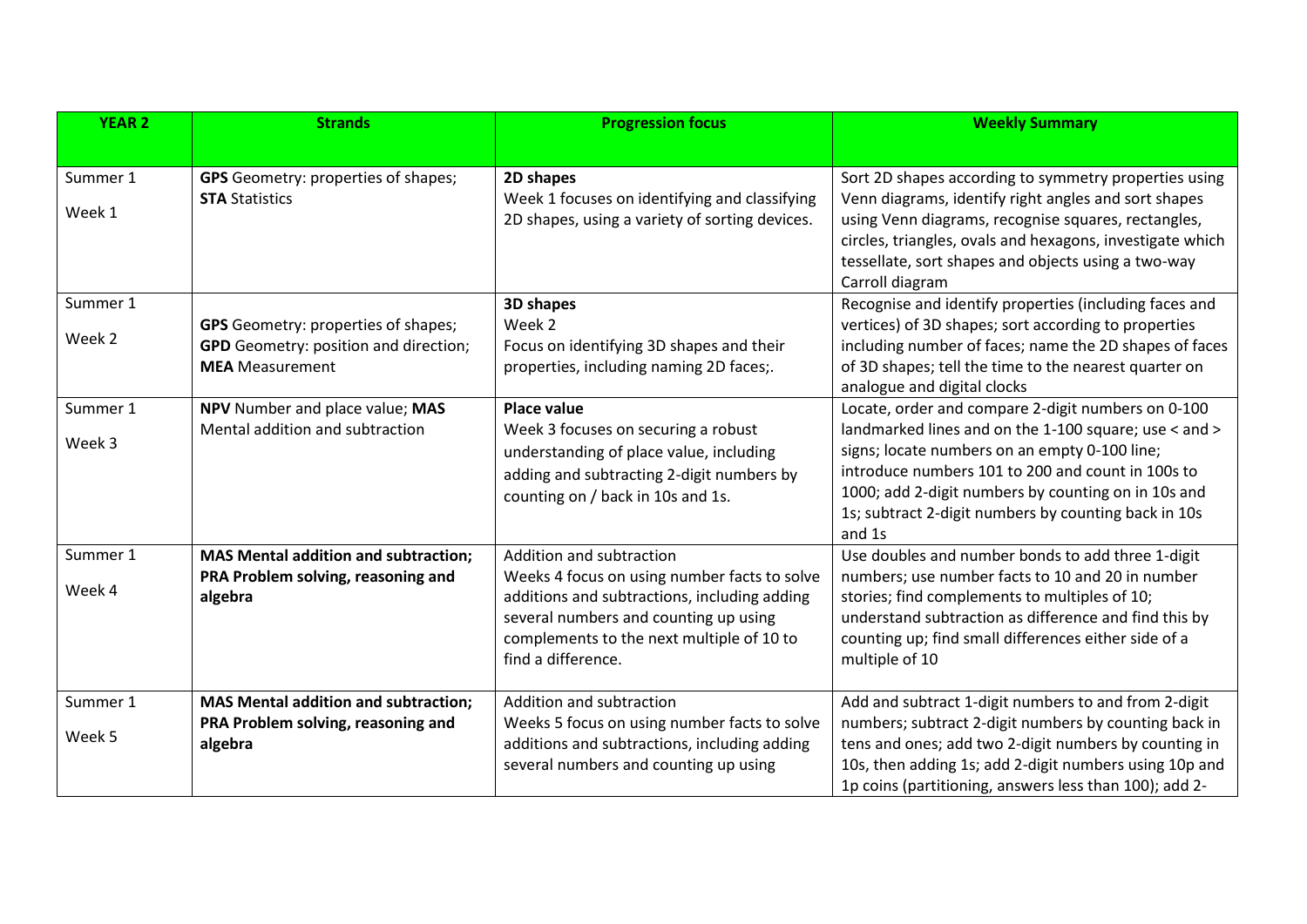| YEAR 2 | Strands | Progression focus | Weekly Summary |
|---|---|---|---|
| Summer 1<br>Week 1 | **GPS** Geometry: properties of shapes; **STA** Statistics | **2D shapes**<br>Week 1 focuses on identifying and classifying 2D shapes, using a variety of sorting devices. | Sort 2D shapes according to symmetry properties using Venn diagrams, identify right angles and sort shapes using Venn diagrams, recognise squares, rectangles, circles, triangles, ovals and hexagons, investigate which tessellate, sort shapes and objects using a two-way Carroll diagram |
| Summer 1<br>Week 2 | **GPS** Geometry: properties of shapes; **GPD** Geometry: position and direction; **MEA** Measurement | **3D shapes**<br>Week 2<br>Focus on identifying 3D shapes and their properties, including naming 2D faces;. | Recognise and identify properties (including faces and vertices) of 3D shapes; sort according to properties including number of faces; name the 2D shapes of faces of 3D shapes; tell the time to the nearest quarter on analogue and digital clocks |
| Summer 1<br>Week 3 | **NPV** Number and place value; **MAS** Mental addition and subtraction | **Place value**<br>Week 3 focuses on securing a robust understanding of place value, including adding and subtracting 2-digit numbers by counting on / back in 10s and 1s. | Locate, order and compare 2-digit numbers on 0-100 landmarked lines and on the 1-100 square; use < and > signs; locate numbers on an empty 0-100 line; introduce numbers 101 to 200 and count in 100s to 1000; add 2-digit numbers by counting on in 10s and 1s; subtract 2-digit numbers by counting back in 10s and 1s |
| Summer 1<br>Week 4 | **MAS Mental addition and subtraction; PRA Problem solving, reasoning and algebra** | Addition and subtraction<br>Weeks 4 focus on using number facts to solve additions and subtractions, including adding several numbers and counting up using complements to the next multiple of 10 to find a difference. | Use doubles and number bonds to add three 1-digit numbers; use number facts to 10 and 20 in number stories; find complements to multiples of 10; understand subtraction as difference and find this by counting up; find small differences either side of a multiple of 10 |
| Summer 1<br>Week 5 | **MAS Mental addition and subtraction; PRA Problem solving, reasoning and algebra** | Addition and subtraction<br>Weeks 5 focus on using number facts to solve additions and subtractions, including adding several numbers and counting up using | Add and subtract 1-digit numbers to and from 2-digit numbers; subtract 2-digit numbers by counting back in tens and ones; add two 2-digit numbers by counting in 10s, then adding 1s; add 2-digit numbers using 10p and 1p coins (partitioning, answers less than 100); add 2- |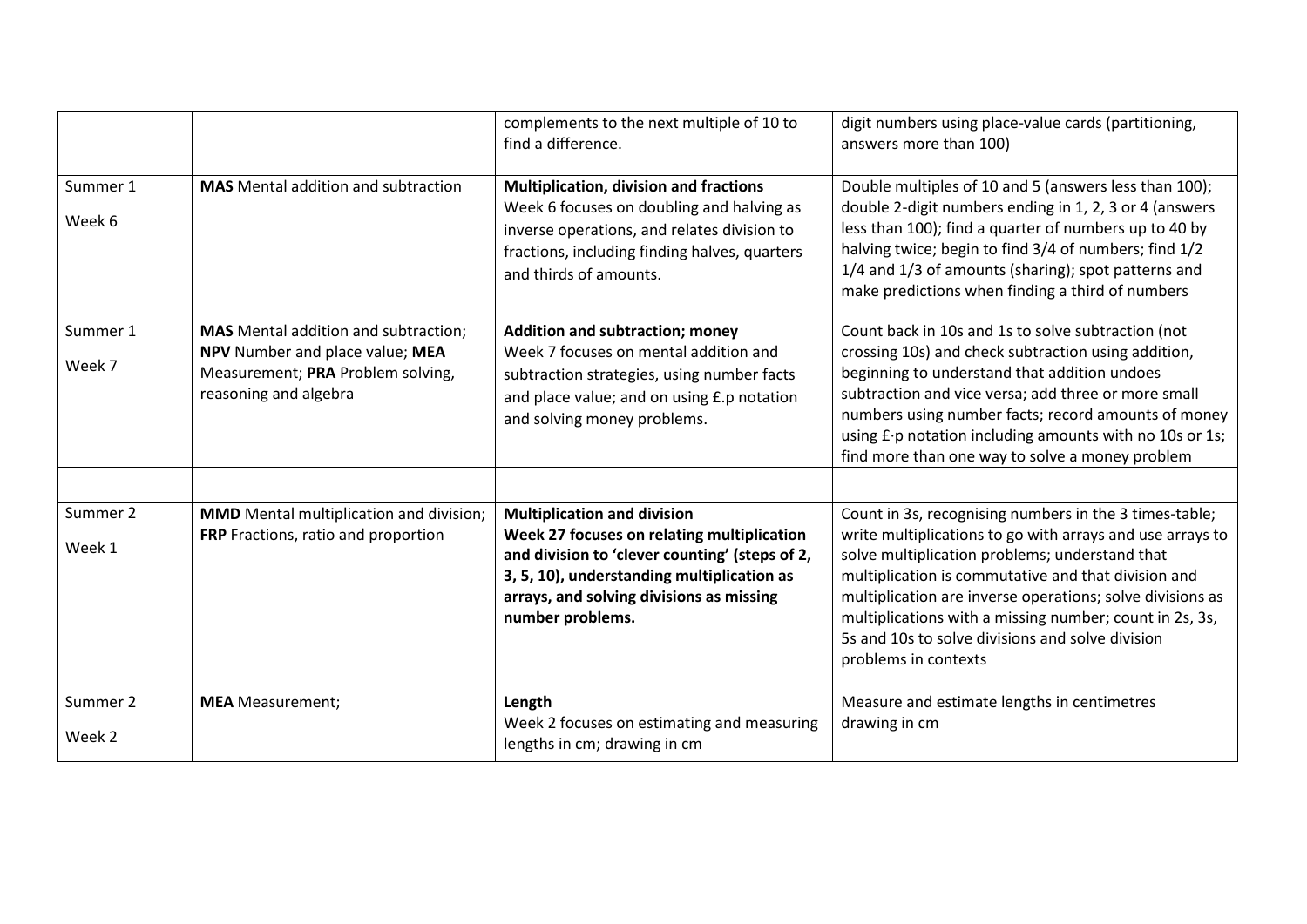| | | | |
|---|---|---|---|
| | | complements to the next multiple of 10 to find a difference. | digit numbers using place-value cards (partitioning, answers more than 100) |
| Summer 1<br>Week 6 | **MAS** Mental addition and subtraction | **Multiplication, division and fractions**<br>Week 6 focuses on doubling and halving as inverse operations, and relates division to fractions, including finding halves, quarters and thirds of amounts. | Double multiples of 10 and 5 (answers less than 100); double 2-digit numbers ending in 1, 2, 3 or 4 (answers less than 100); find a quarter of numbers up to 40 by halving twice; begin to find 3/4 of numbers; find 1/2 1/4 and 1/3 of amounts (sharing); spot patterns and make predictions when finding a third of numbers |
| Summer 1<br>Week 7 | **MAS** Mental addition and subtraction; **NPV** Number and place value; **MEA** Measurement; **PRA** Problem solving, reasoning and algebra | **Addition and subtraction; money**<br>Week 7 focuses on mental addition and subtraction strategies, using number facts and place value; and on using £.p notation and solving money problems. | Count back in 10s and 1s to solve subtraction (not crossing 10s) and check subtraction using addition, beginning to understand that addition undoes subtraction and vice versa; add three or more small numbers using number facts; record amounts of money using £·p notation including amounts with no 10s or 1s; find more than one way to solve a money problem |
| | | | |
| Summer 2<br>Week 1 | **MMD** Mental multiplication and division; **FRP** Fractions, ratio and proportion | **Multiplication and division**<br>**Week 27 focuses on relating multiplication and division to 'clever counting' (steps of 2, 3, 5, 10), understanding multiplication as arrays, and solving divisions as missing number problems.** | Count in 3s, recognising numbers in the 3 times-table; write multiplications to go with arrays and use arrays to solve multiplication problems; understand that multiplication is commutative and that division and multiplication are inverse operations; solve divisions as multiplications with a missing number; count in 2s, 3s, 5s and 10s to solve divisions and solve division problems in contexts |
| Summer 2<br>Week 2 | **MEA** Measurement; | **Length**<br>Week 2 focuses on estimating and measuring lengths in cm; drawing in cm | Measure and estimate lengths in centimetres<br>drawing in cm |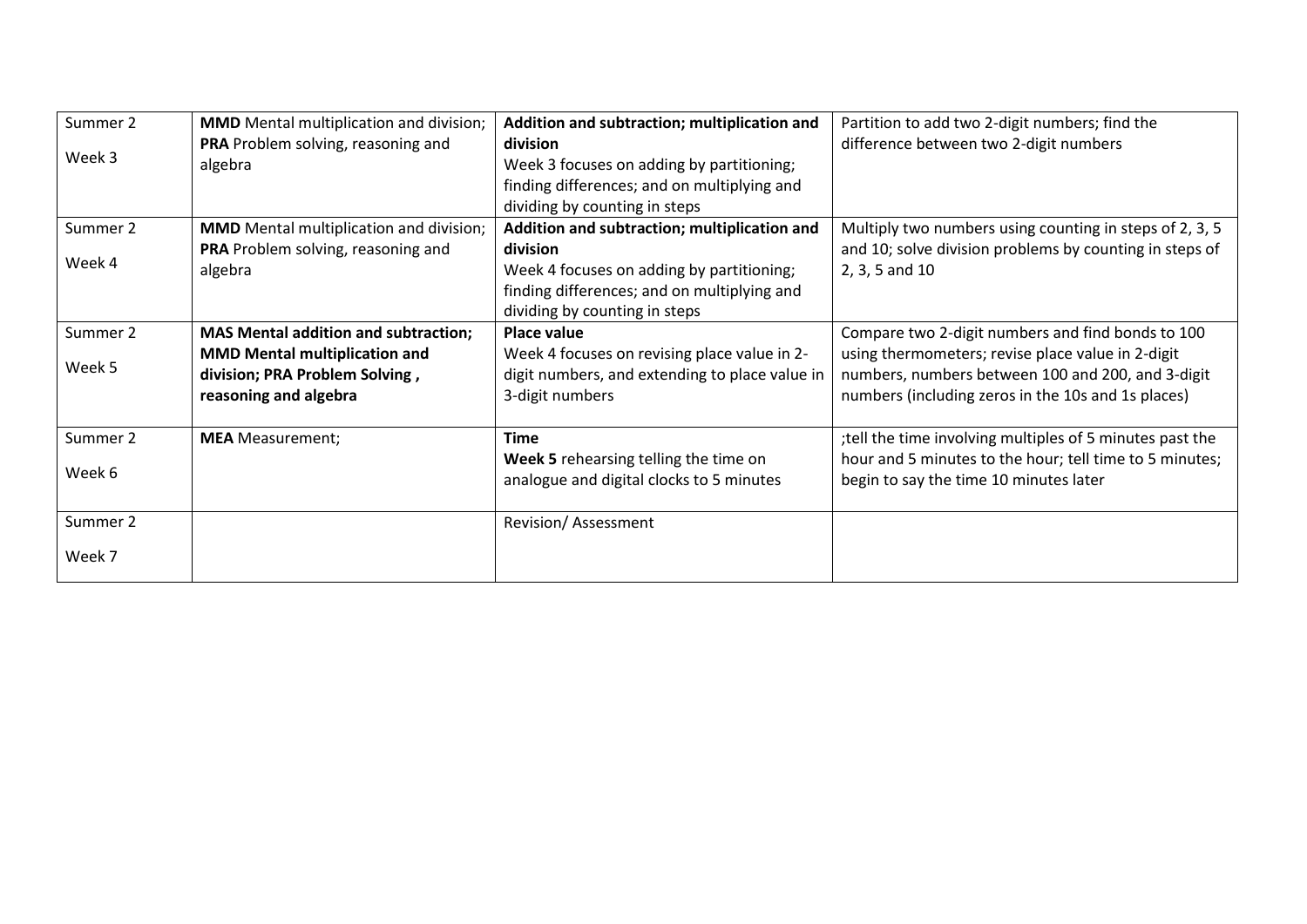| | | | |
|---|---|---|---|
| Summer 2<br><br>Week 3 | **MMD** Mental multiplication and division; **PRA** Problem solving, reasoning and algebra | **Addition and subtraction; multiplication and division**<br>Week 3 focuses on adding by partitioning; finding differences; and on multiplying and dividing by counting in steps | Partition to add two 2-digit numbers; find the difference between two 2-digit numbers |
| Summer 2<br><br>Week 4 | **MMD** Mental multiplication and division; **PRA** Problem solving, reasoning and algebra | **Addition and subtraction; multiplication and division**<br>Week 4 focuses on adding by partitioning; finding differences; and on multiplying and dividing by counting in steps | Multiply two numbers using counting in steps of 2, 3, 5 and 10; solve division problems by counting in steps of 2, 3, 5 and 10 |
| Summer 2<br><br>Week 5 | **MAS Mental addition and subtraction; MMD Mental multiplication and division; PRA Problem Solving , reasoning and algebra** | **Place value**<br>Week 4 focuses on revising place value in 2-digit numbers, and extending to place value in 3-digit numbers | Compare two 2-digit numbers and find bonds to 100 using thermometers; revise place value in 2-digit numbers, numbers between 100 and 200, and 3-digit numbers (including zeros in the 10s and 1s places) |
| Summer 2<br><br>Week 6 | **MEA** Measurement; | **Time**<br>**Week 5** rehearsing telling the time on analogue and digital clocks to 5 minutes | ;tell the time involving multiples of 5 minutes past the hour and 5 minutes to the hour; tell time to 5 minutes; begin to say the time 10 minutes later |
| Summer 2<br><br>Week 7 | | Revision/ Assessment | |